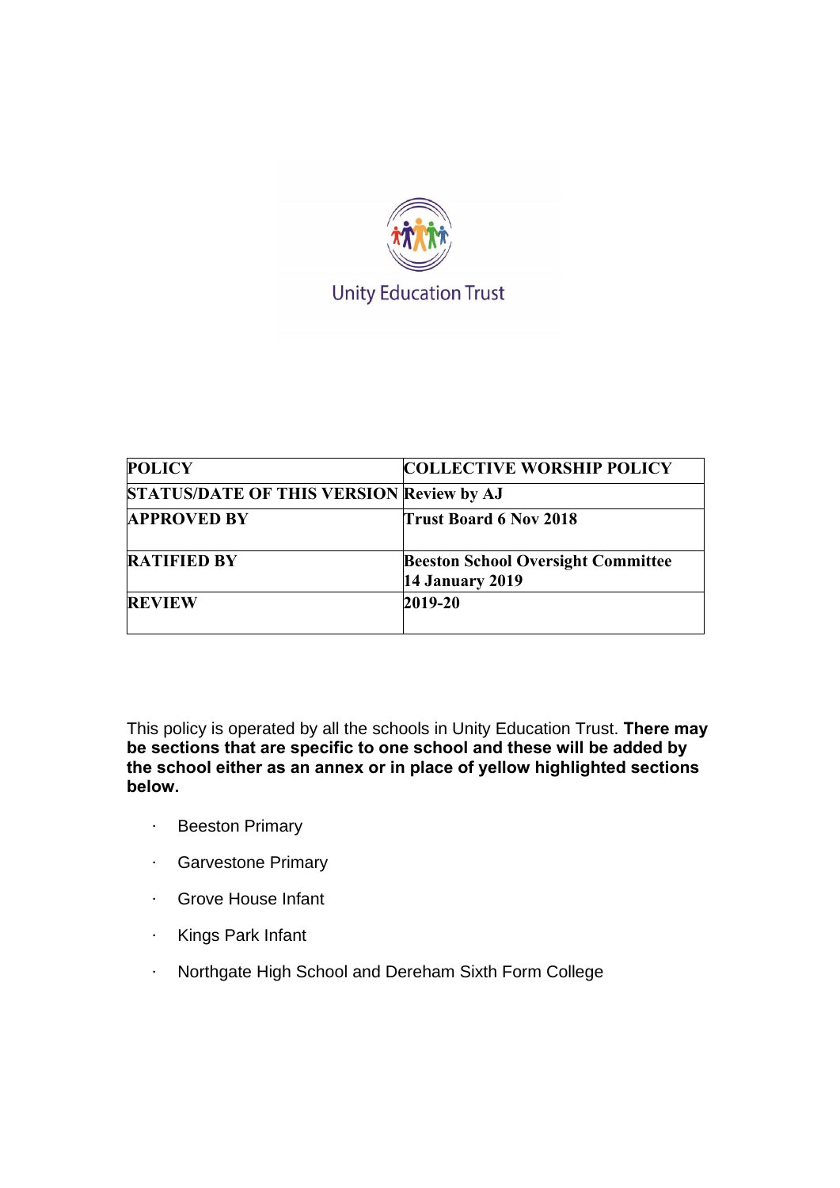Unity Education Trust

| POLICY | COLLECTIVE WORSHIP POLICY |
| --- | --- |
| STATUS/DATE OF THIS VERSION | Review by AJ |
| APPROVED BY | Trust Board 6 Nov 2018 |
| RATIFIED BY | Beeston School Oversight Committee 14 January 2019 |
| REVIEW | 2019-20 |

This policy is operated by all the schools in Unity Education Trust. **There may be sections that are specific to one school and these will be added by the school either as an annex or in place of yellow highlighted sections below.**

- Beeston Primary
- Garvestone Primary
- Grove House Infant
- Kings Park Infant
- Northgate High School and Dereham Sixth Form College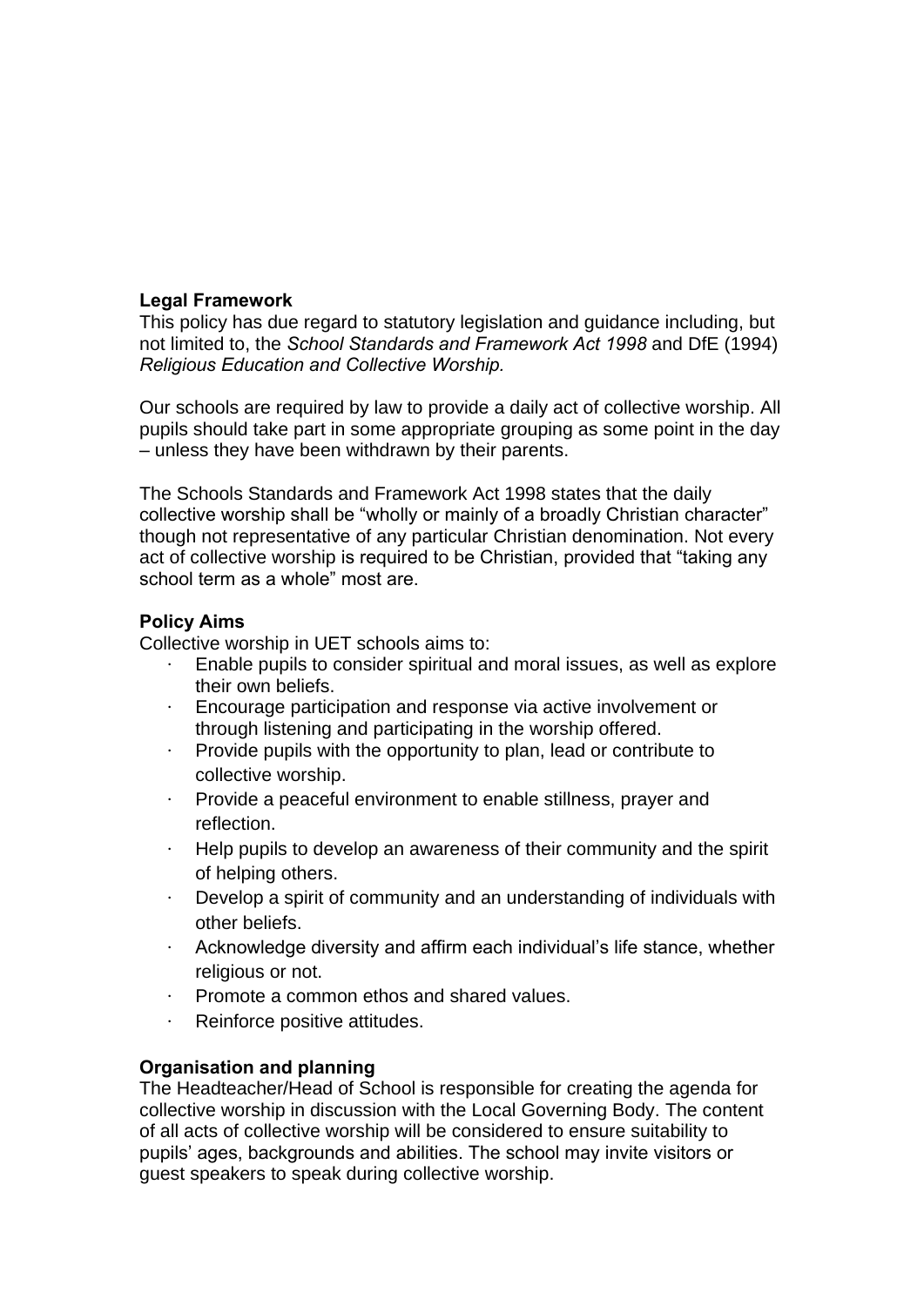## Legal Framework

This policy has due regard to statutory legislation and guidance including, but not limited to, the *School Standards and Framework Act 1998* and DfE (1994) *Religious Education and Collective Worship.*

Our schools are required by law to provide a daily act of collective worship. All pupils should take part in some appropriate grouping as some point in the day – unless they have been withdrawn by their parents.

The Schools Standards and Framework Act 1998 states that the daily collective worship shall be "wholly or mainly of a broadly Christian character" though not representative of any particular Christian denomination. Not every act of collective worship is required to be Christian, provided that "taking any school term as a whole" most are.

## Policy Aims

Collective worship in UET schools aims to:

- Enable pupils to consider spiritual and moral issues, as well as explore their own beliefs.
- Encourage participation and response via active involvement or through listening and participating in the worship offered.
- Provide pupils with the opportunity to plan, lead or contribute to collective worship.
- Provide a peaceful environment to enable stillness, prayer and reflection.
- Help pupils to develop an awareness of their community and the spirit of helping others.
- Develop a spirit of community and an understanding of individuals with other beliefs.
- Acknowledge diversity and affirm each individual's life stance, whether religious or not.
- Promote a common ethos and shared values.
- Reinforce positive attitudes.

## Organisation and planning

The Headteacher/Head of School is responsible for creating the agenda for collective worship in discussion with the Local Governing Body. The content of all acts of collective worship will be considered to ensure suitability to pupils' ages, backgrounds and abilities. The school may invite visitors or guest speakers to speak during collective worship.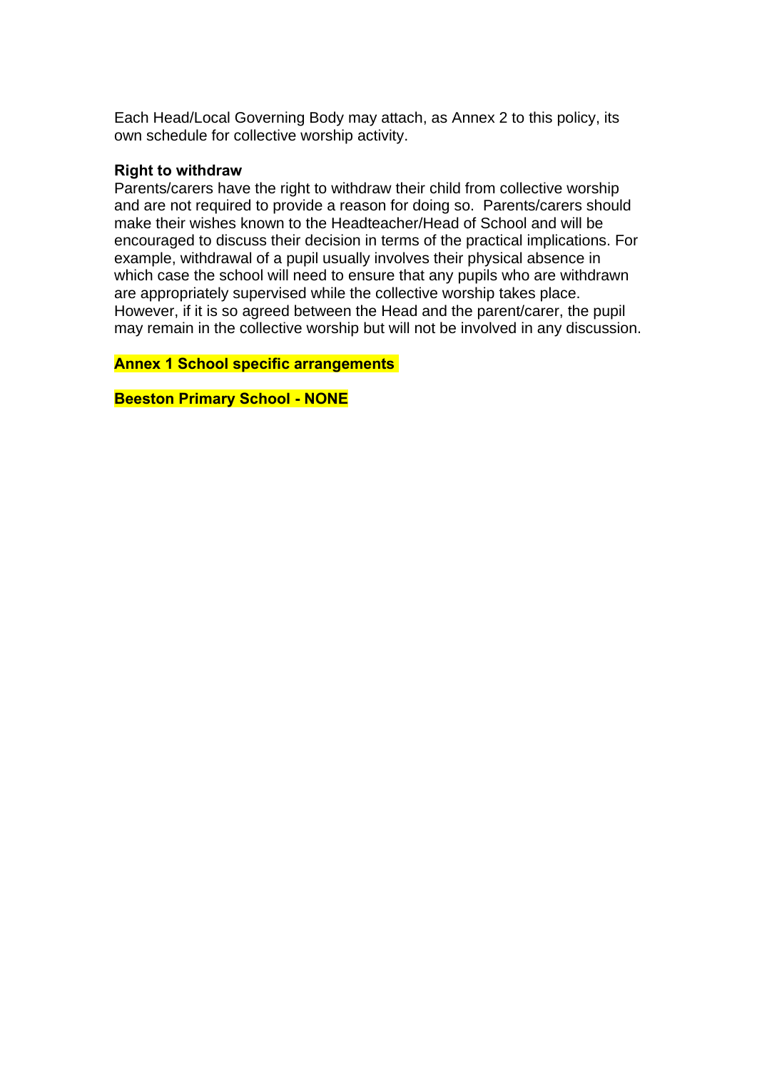Each Head/Local Governing Body may attach, as Annex 2 to this policy, its own schedule for collective worship activity.

**Right to withdraw**

Parents/carers have the right to withdraw their child from collective worship and are not required to provide a reason for doing so. Parents/carers should make their wishes known to the Headteacher/Head of School and will be encouraged to discuss their decision in terms of the practical implications. For example, withdrawal of a pupil usually involves their physical absence in which case the school will need to ensure that any pupils who are withdrawn are appropriately supervised while the collective worship takes place. However, if it is so agreed between the Head and the parent/carer, the pupil may remain in the collective worship but will not be involved in any discussion.

**Annex 1 School specific arrangements**

**Beeston Primary School - NONE**